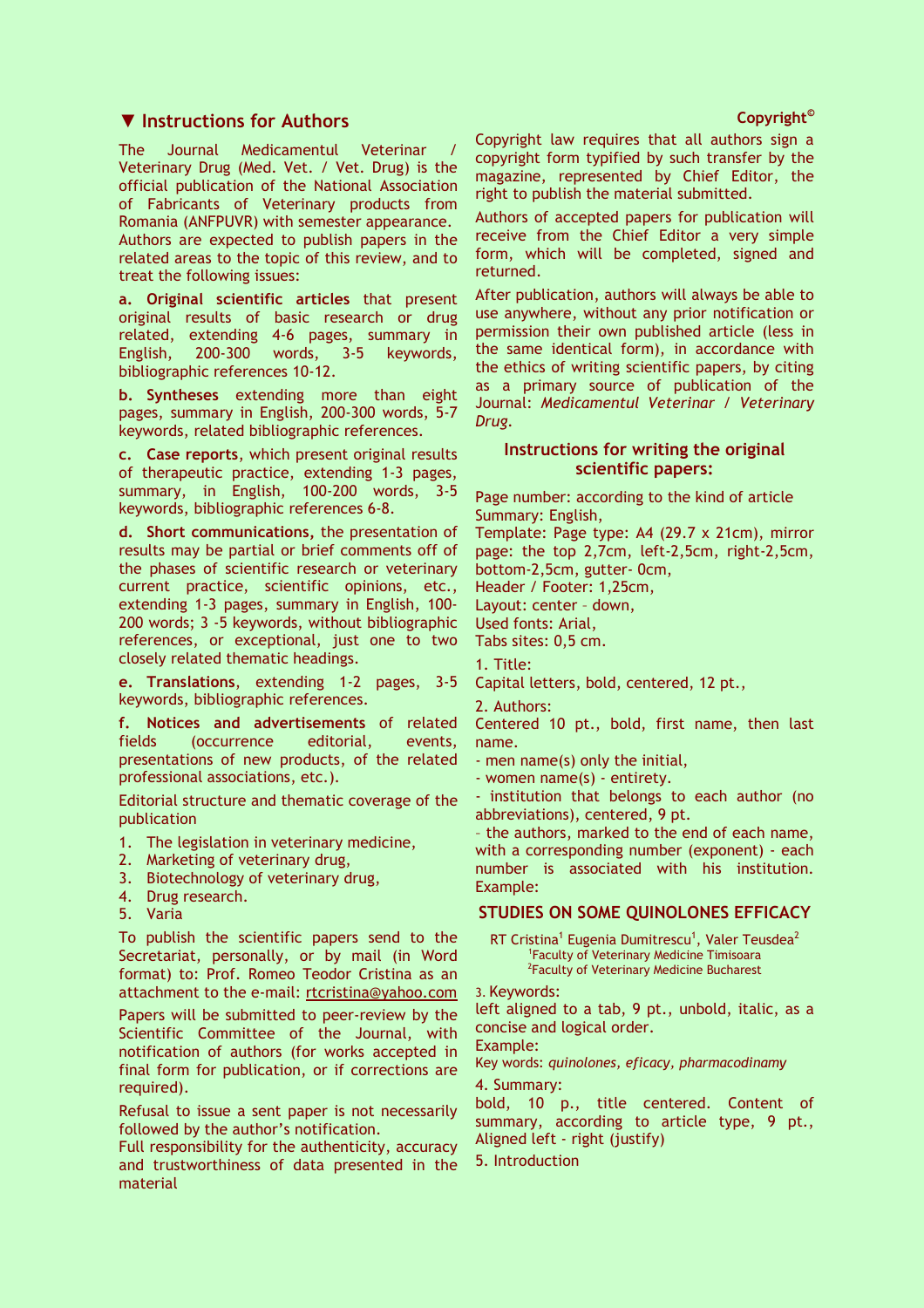## ▼ Instructions for Authors

The Journal Medicamentul Veterinar / Veterinary Drug (Med. Vet. / Vet. Drug) is the official publication of the National Association of Fabricants of Veterinary products from Romania (ANFPUVR) with semester appearance. Authors are expected to publish papers in the related areas to the topic of this review, and to treat the following issues:

**a. Original scientific articles** that present original results of basic research or drug related, extending 4-6 pages, summary in English, 200-300 words, 3-5 keywords, bibliographic references 10-12.

**b. Syntheses** extending more than eight pages, summary in English, 200-300 words, 5-7 keywords, related bibliographic references.

**c. Case reports**, which present original results of therapeutic practice, extending 1-3 pages, summary, in English, 100-200 words, 3-5 keywords, bibliographic references 6-8.

**d. Short communications,** the presentation of results may be partial or brief comments off of the phases of scientific research or veterinary current practice, scientific opinions, etc., extending 1-3 pages, summary in English, 100-200 words; 3 -5 keywords, without bibliographic references, or exceptional, just one to two closely related thematic headings.

**e. Translations**, extending 1-2 pages, 3-5 keywords, bibliographic references.

**f. Notices and advertisements** of related fields (occurrence editorial, events, presentations of new products, of the related professional associations, etc.).

Editorial structure and thematic coverage of the publication

1. The legislation in veterinary medicine,
2. Marketing of veterinary drug,
3. Biotechnology of veterinary drug,
4. Drug research.
5. Varia

To publish the scientific papers send to the Secretariat, personally, or by mail (in Word format) to: Prof. Romeo Teodor Cristina as an attachment to the e-mail: rtcristina@yahoo.com

Papers will be submitted to peer-review by the Scientific Committee of the Journal, with notification of authors (for works accepted in final form for publication, or if corrections are required).

Refusal to issue a sent paper is not necessarily followed by the author's notification.

Full responsibility for the authenticity, accuracy and trustworthiness of data presented in the material

### Copyright©

Copyright law requires that all authors sign a copyright form typified by such transfer by the magazine, represented by Chief Editor, the right to publish the material submitted.

Authors of accepted papers for publication will receive from the Chief Editor a very simple form, which will be completed, signed and returned.

After publication, authors will always be able to use anywhere, without any prior notification or permission their own published article (less in the same identical form), in accordance with the ethics of writing scientific papers, by citing as a primary source of publication of the Journal: *Medicamentul Veterinar / Veterinary Drug.*

### Instructions for writing the original scientific papers:

Page number: according to the kind of article
Summary: English,
Template: Page type: A4 (29.7 x 21cm), mirror page: the top 2,7cm, left-2,5cm, right-2,5cm, bottom-2,5cm, gutter- 0cm,
Header / Footer: 1,25cm,
Layout: center – down,
Used fonts: Arial,
Tabs sites: 0,5 cm.

1. Title:
Capital letters, bold, centered, 12 pt.,

2. Authors:
Centered 10 pt., bold, first name, then last name.
- men name(s) only the initial,
- women name(s) - entirety.
- institution that belongs to each author (no abbreviations), centered, 9 pt.
– the authors, marked to the end of each name, with a corresponding number (exponent) - each number is associated with his institution. Example:

**STUDIES ON SOME QUINOLONES EFFICACY**

RT Cristina[1] Eugenia Dumitrescu[1], Valer Teusdea[2]
[1]Faculty of Veterinary Medicine Timisoara
[2]Faculty of Veterinary Medicine Bucharest

3. Keywords:
left aligned to a tab, 9 pt., unbold, italic, as a concise and logical order.
Example:
Key words: *quinolones, eficacy, pharmacodinamy*

4. Summary:
bold, 10 p., title centered. Content of summary, according to article type, 9 pt., Aligned left - right (justify)

5. Introduction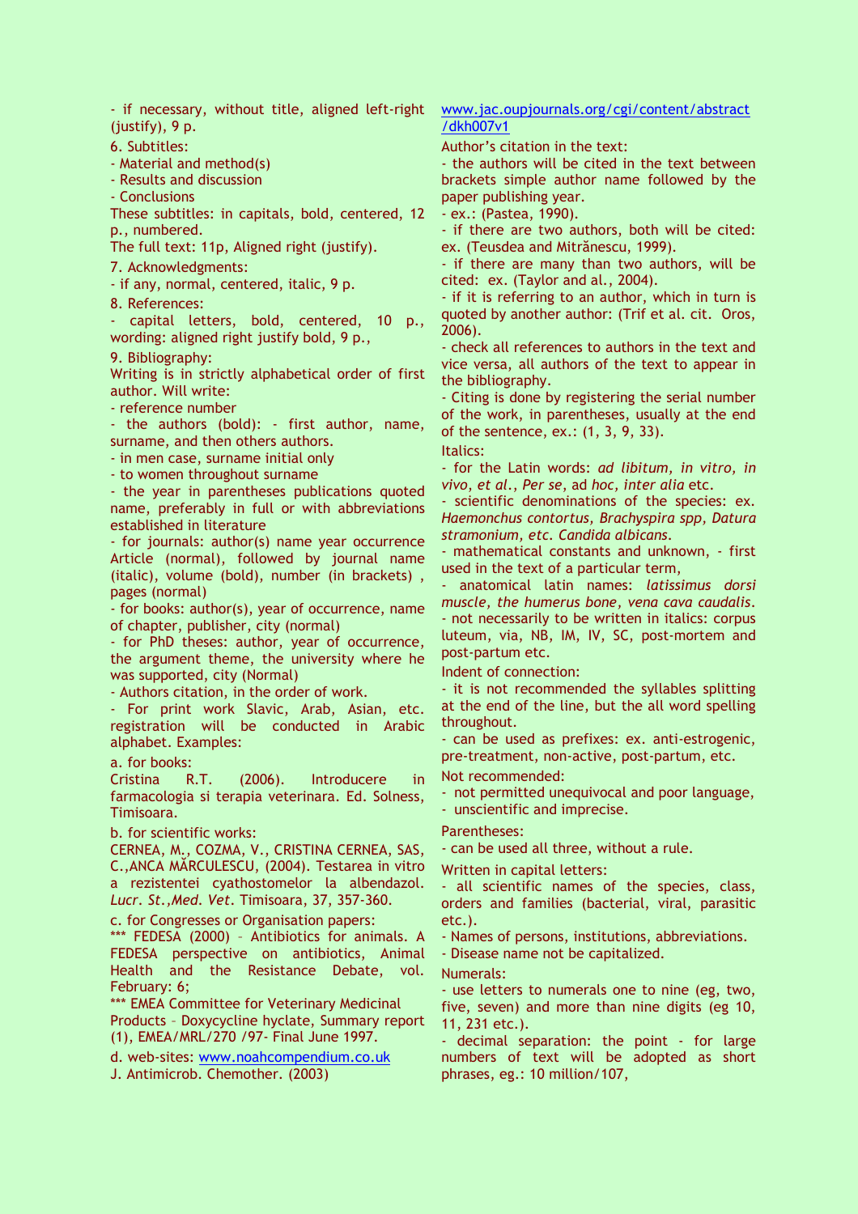- if necessary, without title, aligned left-right (justify), 9 p.

6. Subtitles:

- Material and method(s)
- Results and discussion
- Conclusions

These subtitles: in capitals, bold, centered, 12 p., numbered.

The full text: 11p, Aligned right (justify).

7. Acknowledgments:

- if any, normal, centered, italic, 9 p.

8. References:

- capital letters, bold, centered, 10 p., wording: aligned right justify bold, 9 p.,

9. Bibliography:

Writing is in strictly alphabetical order of first author. Will write:

- reference number
- the authors (bold): - first author, name, surname, and then others authors.
- in men case, surname initial only
- to women throughout surname
- the year in parentheses publications quoted name, preferably in full or with abbreviations established in literature
- for journals: author(s) name year occurrence Article (normal), followed by journal name (italic), volume (bold), number (in brackets) , pages (normal)
- for books: author(s), year of occurrence, name of chapter, publisher, city (normal)
- for PhD theses: author, year of occurrence, the argument theme, the university where he was supported, city (Normal)
- Authors citation, in the order of work.
- For print work Slavic, Arab, Asian, etc. registration will be conducted in Arabic alphabet. Examples:

a. for books:

Cristina R.T. (2006). Introducere in farmacologia si terapia veterinara. Ed. Solness, Timisoara.

b. for scientific works:

CERNEA, M., COZMA, V., CRISTINA CERNEA, SAS, C.,ANCA MĂRCULESCU, (2004). Testarea in vitro a rezistentei cyathostomelor la albendazol. *Lucr. St.,Med. Vet.* Timisoara, 37, 357-360.

c. for Congresses or Organisation papers:

*** FEDESA (2000) – Antibiotics for animals. A FEDESA perspective on antibiotics, Animal Health and the Resistance Debate, vol. February: 6;

*** EMEA Committee for Veterinary Medicinal Products – Doxycycline hyclate, Summary report (1), EMEA/MRL/270 /97- Final June 1997.

d. web-sites: www.noahcompendium.co.uk

J. Antimicrob. Chemother. (2003) www.jac.oupjournals.org/cgi/content/abstract/dkh007v1

Author's citation in the text:

- the authors will be cited in the text between brackets simple author name followed by the paper publishing year.
- ex.: (Pastea, 1990).
- if there are two authors, both will be cited: ex. (Teusdea and Mitrănescu, 1999).
- if there are many than two authors, will be cited: ex. (Taylor and al., 2004).
- if it is referring to an author, which in turn is quoted by another author: (Trif et al. cit. Oros, 2006).
- check all references to authors in the text and vice versa, all authors of the text to appear in the bibliography.
- Citing is done by registering the serial number of the work, in parentheses, usually at the end of the sentence, ex.: (1, 3, 9, 33).

Italics:

- for the Latin words: *ad libitum, in vitro, in vivo, et al., Per se*, ad *hoc, inter alia* etc.
- scientific denominations of the species: ex. *Haemonchus contortus, Brachyspira spp, Datura stramonium, etc. Candida albicans.*
- mathematical constants and unknown, - first used in the text of a particular term,
- anatomical latin names: *latissimus dorsi muscle, the humerus bone, vena cava caudalis.*
- not necessarily to be written in italics: corpus luteum, via, NB, IM, IV, SC, post-mortem and post-partum etc.

Indent of connection:

- it is not recommended the syllables splitting at the end of the line, but the all word spelling throughout.
- can be used as prefixes: ex. anti-estrogenic, pre-treatment, non-active, post-partum, etc.

Not recommended:

- not permitted unequivocal and poor language,
- unscientific and imprecise.

Parentheses:

- can be used all three, without a rule.

Written in capital letters:

- all scientific names of the species, class, orders and families (bacterial, viral, parasitic etc.).
- Names of persons, institutions, abbreviations.
- Disease name not be capitalized.

Numerals:

- use letters to numerals one to nine (eg, two, five, seven) and more than nine digits (eg 10, 11, 231 etc.).
- decimal separation: the point - for large numbers of text will be adopted as short phrases, eg.: 10 million/107,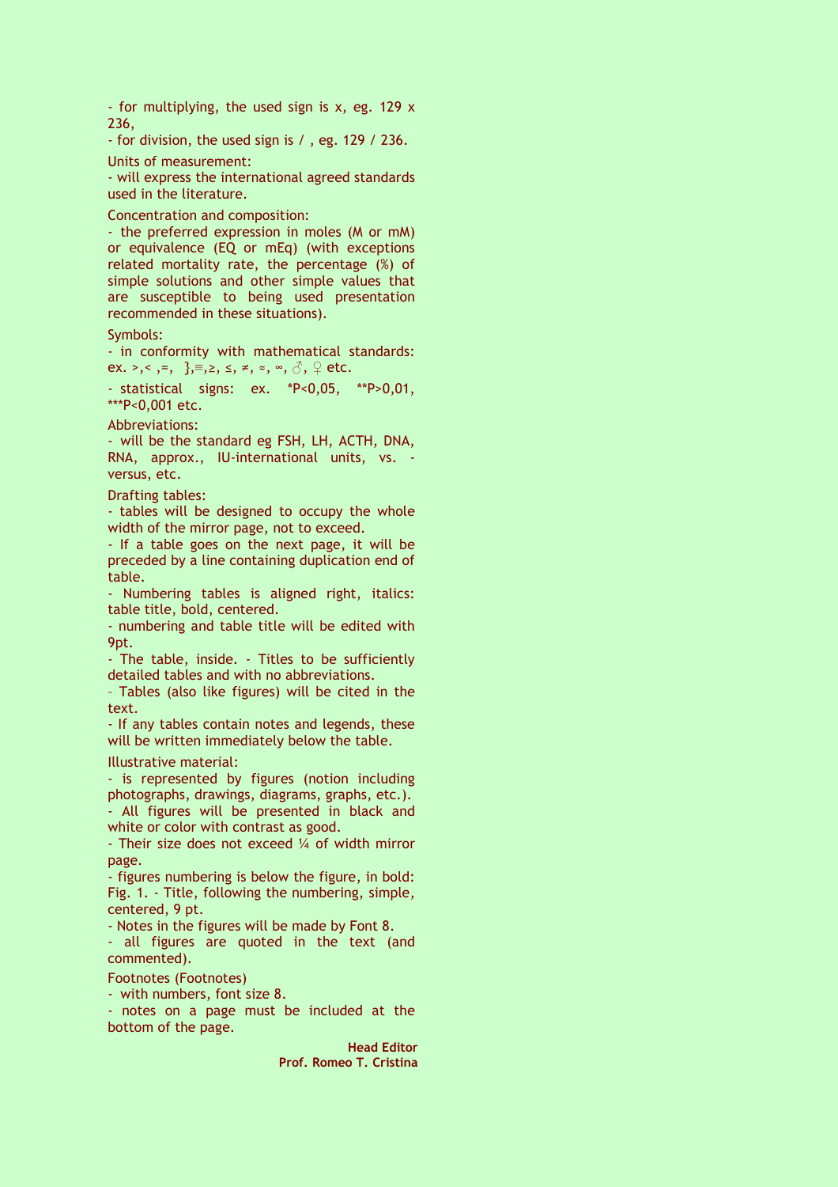- for multiplying, the used sign is x, eg. 129 x 236,

- for division, the used sign is / , eg. 129 / 236.

Units of measurement:

- will express the international agreed standards used in the literature.

Concentration and composition:

- the preferred expression in moles (M or mM) or equivalence (EQ or mEq) (with exceptions related mortality rate, the percentage (%) of simple solutions and other simple values that are susceptible to being used presentation recommended in these situations).

Symbols:

- in conformity with mathematical standards: ex. >,< ,=, },≡,≥, ≤, ≠, ≈, ∞, ♂, ♀ etc.

- statistical signs: ex. *P<0,05, **P>0,01, ***P<0,001 etc.

Abbreviations:

- will be the standard eg FSH, LH, ACTH, DNA, RNA, approx., IU-international units, vs. - versus, etc.

Drafting tables:

- tables will be designed to occupy the whole width of the mirror page, not to exceed.

- If a table goes on the next page, it will be preceded by a line containing duplication end of table.

- Numbering tables is aligned right, italics: table title, bold, centered.

- numbering and table title will be edited with 9pt.

- The table, inside. - Titles to be sufficiently detailed tables and with no abbreviations.

- Tables (also like figures) will be cited in the text.

- If any tables contain notes and legends, these will be written immediately below the table.

Illustrative material:

- is represented by figures (notion including photographs, drawings, diagrams, graphs, etc.).

- All figures will be presented in black and white or color with contrast as good.

- Their size does not exceed ¼ of width mirror page.

- figures numbering is below the figure, in bold: Fig. 1. - Title, following the numbering, simple, centered, 9 pt.

- Notes in the figures will be made by Font 8.

- all figures are quoted in the text (and commented).

Footnotes (Footnotes)

- with numbers, font size 8.

- notes on a page must be included at the bottom of the page.

**Head Editor**
**Prof. Romeo T. Cristina**